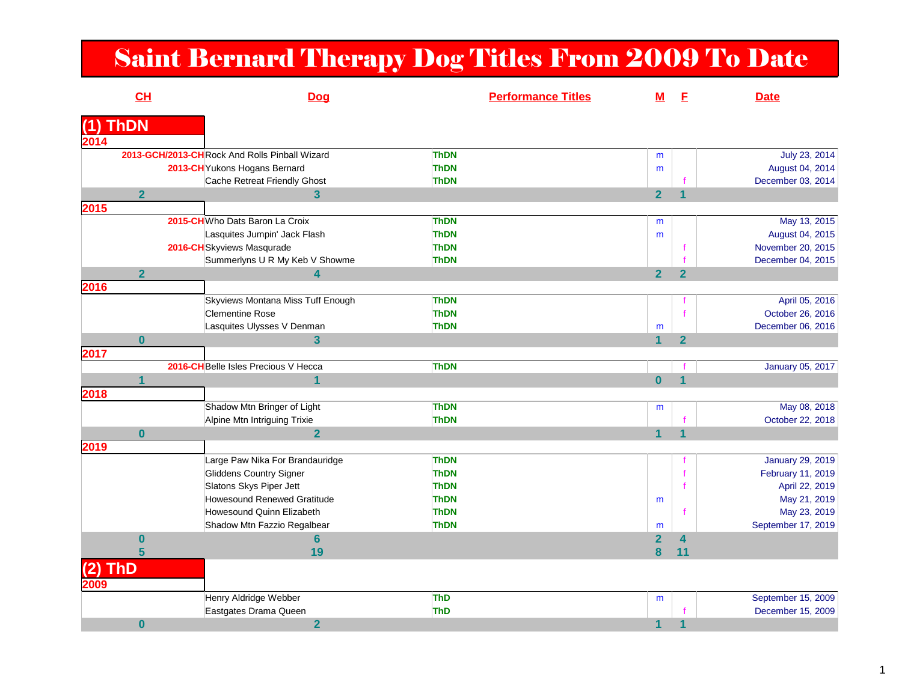# Saint Bernard Therapy Dog Titles From 2009 To Date

| CH | Dog | Performance Titles | M | F | Date |
|---|---|---|---|---|---|
| **(1) ThDN** | | | | | |
| **2014** | | | | | |
| 2013-GCH/2013-CH | Rock And Rolls Pinball Wizard | ThDN | m | | July 23, 2014 |
| 2013-CH | Yukons Hogans Bernard | ThDN | m | | August 04, 2014 |
| | Cache Retreat Friendly Ghost | ThDN | | f | December 03, 2014 |
| **2** | **3** | | **2** | **1** | |
| **2015** | | | | | |
| 2015-CH | Who Dats Baron La Croix | ThDN | m | | May 13, 2015 |
| | Lasquites Jumpin' Jack Flash | ThDN | m | | August 04, 2015 |
| 2016-CH | Skyviews Masqurade | ThDN | | f | November 20, 2015 |
| | Summerlyns U R My Keb V Showme | ThDN | | f | December 04, 2015 |
| **2** | **4** | | **2** | **2** | |
| **2016** | | | | | |
| | Skyviews Montana Miss Tuff Enough | ThDN | | f | April 05, 2016 |
| | Clementine Rose | ThDN | | f | October 26, 2016 |
| | Lasquites Ulysses V Denman | ThDN | m | | December 06, 2016 |
| **0** | **3** | | **1** | **2** | |
| **2017** | | | | | |
| 2016-CH | Belle Isles Precious V Hecca | ThDN | | f | January 05, 2017 |
| **1** | **1** | | **0** | **1** | |
| **2018** | | | | | |
| | Shadow Mtn Bringer of Light | ThDN | m | | May 08, 2018 |
| | Alpine Mtn Intriguing Trixie | ThDN | | f | October 22, 2018 |
| **0** | **2** | | **1** | **1** | |
| **2019** | | | | | |
| | Large Paw Nika For Brandauridge | ThDN | | f | January 29, 2019 |
| | Gliddens Country Signer | ThDN | | f | February 11, 2019 |
| | Slatons Skys Piper Jett | ThDN | | f | April 22, 2019 |
| | Howesound Renewed Gratitude | ThDN | m | | May 21, 2019 |
| | Howesound Quinn Elizabeth | ThDN | | f | May 23, 2019 |
| | Shadow Mtn Fazzio Regalbear | ThDN | m | | September 17, 2019 |
| **0** | **6** | | **2** | **4** | |
| **5** | **19** | | **8** | **11** | |
| **(2) ThD** | | | | | |
| **2009** | | | | | |
| | Henry Aldridge Webber | ThD | m | | September 15, 2009 |
| | Eastgates Drama Queen | ThD | | f | December 15, 2009 |
| **0** | **2** | | **1** | **1** | |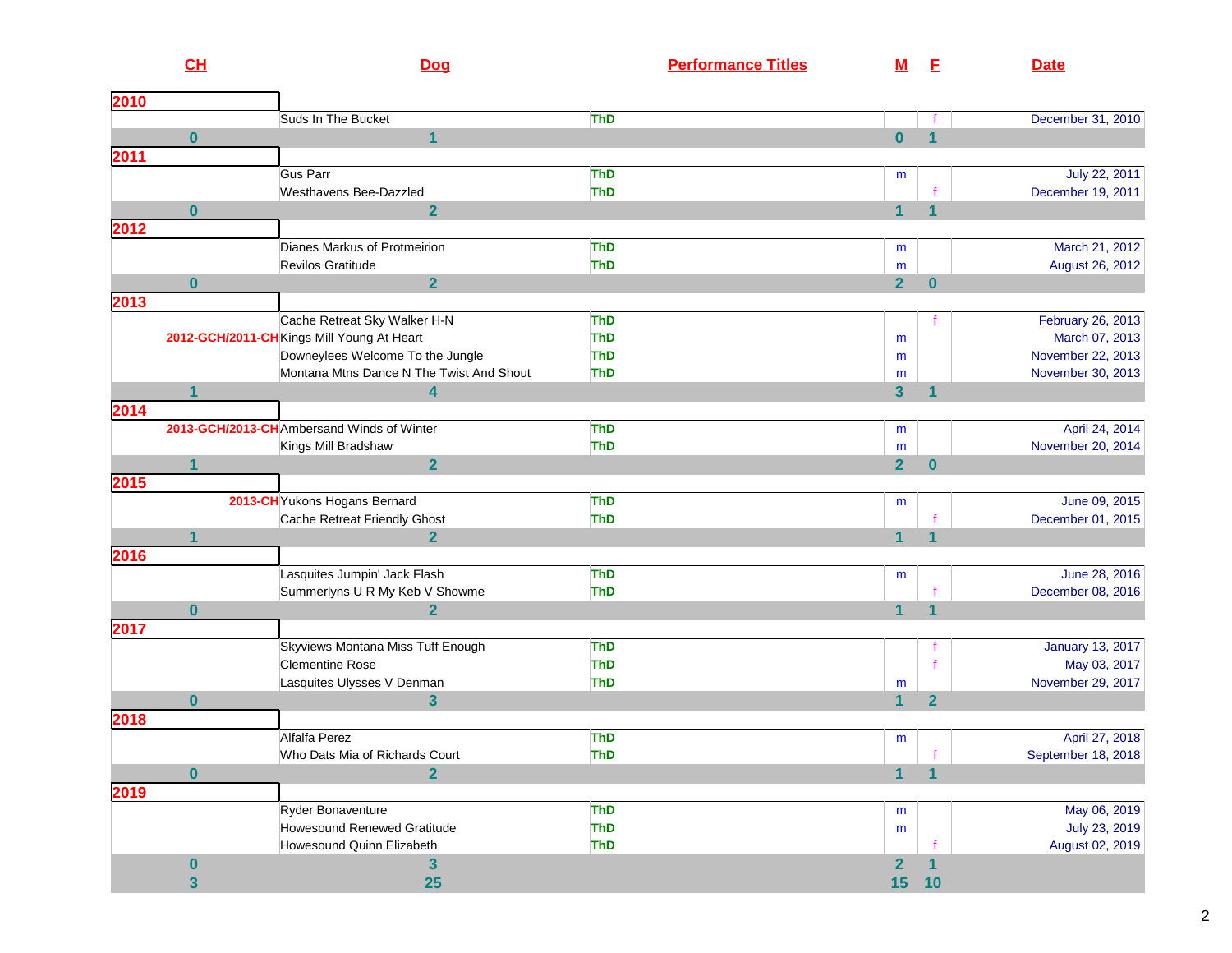| CH | Dog | Performance Titles | M | F | Date |
|---|---|---|---|---|---|
| **2010** | | | | | |
| | Suds In The Bucket | ThD | | f | December 31, 2010 |
| **0** | **1** | | **0** | **1** | |
| **2011** | | | | | |
| | Gus Parr | ThD | m | | July 22, 2011 |
| | Westhavens Bee-Dazzled | ThD | | f | December 19, 2011 |
| **0** | **2** | | **1** | **1** | |
| **2012** | | | | | |
| | Dianes Markus of Protmeirion | ThD | m | | March 21, 2012 |
| | Revilos Gratitude | ThD | m | | August 26, 2012 |
| **0** | **2** | | **2** | **0** | |
| **2013** | | | | | |
| | Cache Retreat Sky Walker H-N | ThD | | f | February 26, 2013 |
| 2012-GCH/2011-CH | Kings Mill Young At Heart | ThD | m | | March 07, 2013 |
| | Downeylees Welcome To the Jungle | ThD | m | | November 22, 2013 |
| | Montana Mtns Dance N The Twist And Shout | ThD | m | | November 30, 2013 |
| **1** | **4** | | **3** | **1** | |
| **2014** | | | | | |
| 2013-GCH/2013-CH | Ambersand Winds of Winter | ThD | m | | April 24, 2014 |
| | Kings Mill Bradshaw | ThD | m | | November 20, 2014 |
| **1** | **2** | | **2** | **0** | |
| **2015** | | | | | |
| 2013-CH | Yukons Hogans Bernard | ThD | m | | June 09, 2015 |
| | Cache Retreat Friendly Ghost | ThD | | f | December 01, 2015 |
| **1** | **2** | | **1** | **1** | |
| **2016** | | | | | |
| | Lasquites Jumpin' Jack Flash | ThD | m | | June 28, 2016 |
| | Summerlyns U R My Keb V Showme | ThD | | f | December 08, 2016 |
| **0** | **2** | | **1** | **1** | |
| **2017** | | | | | |
| | Skyviews Montana Miss Tuff Enough | ThD | | f | January 13, 2017 |
| | Clementine Rose | ThD | | f | May 03, 2017 |
| | Lasquites Ulysses V Denman | ThD | m | | November 29, 2017 |
| **0** | **3** | | **1** | **2** | |
| **2018** | | | | | |
| | Alfalfa Perez | ThD | m | | April 27, 2018 |
| | Who Dats Mia of Richards Court | ThD | | f | September 18, 2018 |
| **0** | **2** | | **1** | **1** | |
| **2019** | | | | | |
| | Ryder Bonaventure | ThD | m | | May 06, 2019 |
| | Howesound Renewed Gratitude | ThD | m | | July 23, 2019 |
| | Howesound Quinn Elizabeth | ThD | | f | August 02, 2019 |
| **0** | **3** | | **2** | **1** | |
| **3** | **25** | | **15** | **10** | |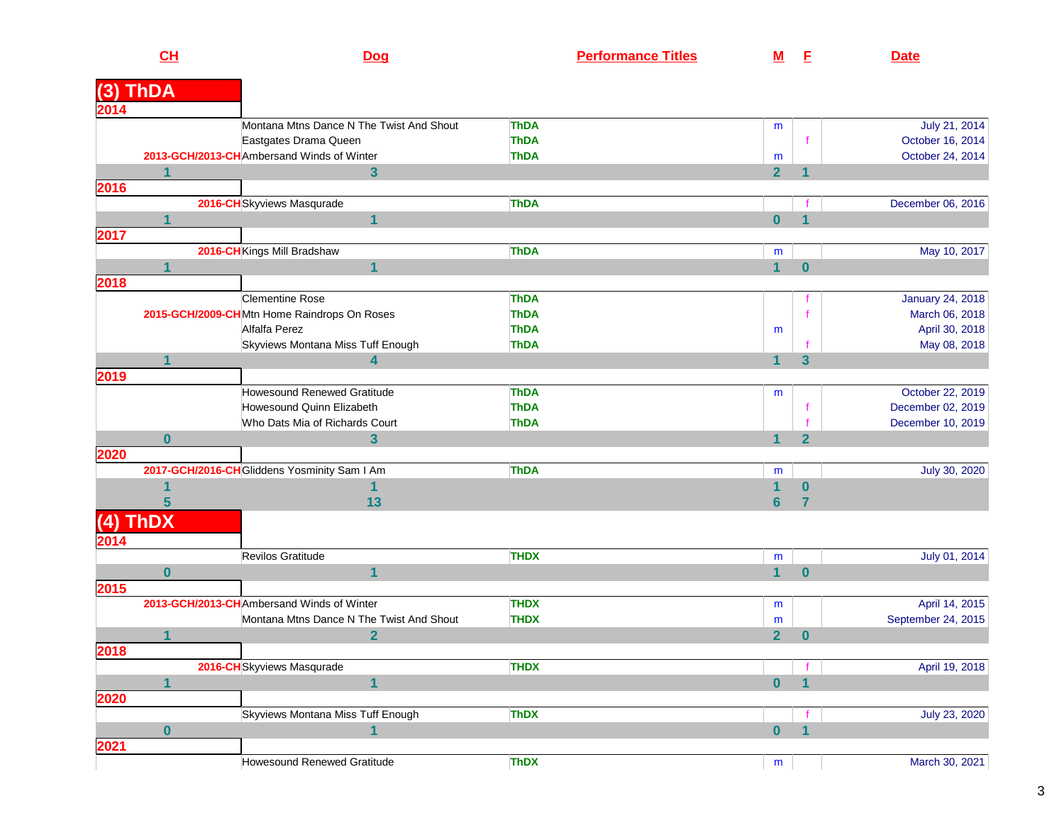| CH | Dog | Performance Titles | M | F | Date |
|---|---|---|---|---|---|
| **(3) ThDA** | | | | | |
| **2014** | | | | | |
| | Montana Mtns Dance N The Twist And Shout | ThDA | m | | July 21, 2014 |
| | Eastgates Drama Queen | ThDA | | f | October 16, 2014 |
| 2013-GCH/2013-CH | Ambersand Winds of Winter | ThDA | m | | October 24, 2014 |
| 1 | 3 | | 2 | 1 | |
| **2016** | | | | | |
| 2016-CH | Skyviews Masqurade | ThDA | | f | December 06, 2016 |
| 1 | 1 | | 0 | 1 | |
| **2017** | | | | | |
| 2016-CH | Kings Mill Bradshaw | ThDA | m | | May 10, 2017 |
| 1 | 1 | | 1 | 0 | |
| **2018** | | | | | |
| | Clementine Rose | ThDA | | f | January 24, 2018 |
| 2015-GCH/2009-CH | Mtn Home Raindrops On Roses | ThDA | | f | March 06, 2018 |
| | Alfalfa Perez | ThDA | m | | April 30, 2018 |
| | Skyviews Montana Miss Tuff Enough | ThDA | | f | May 08, 2018 |
| 1 | 4 | | 1 | 3 | |
| **2019** | | | | | |
| | Howesound Renewed Gratitude | ThDA | m | | October 22, 2019 |
| | Howesound Quinn Elizabeth | ThDA | | f | December 02, 2019 |
| | Who Dats Mia of Richards Court | ThDA | | f | December 10, 2019 |
| 0 | 3 | | 1 | 2 | |
| **2020** | | | | | |
| 2017-GCH/2016-CH | Gliddens Yosminity Sam I Am | ThDA | m | | July 30, 2020 |
| 1 | 1 | | 1 | 0 | |
| 5 | 13 | | 6 | 7 | |
| **(4) ThDX** | | | | | |
| **2014** | | | | | |
| | Revilos Gratitude | THDX | m | | July 01, 2014 |
| 0 | 1 | | 1 | 0 | |
| **2015** | | | | | |
| 2013-GCH/2013-CH | Ambersand Winds of Winter | THDX | m | | April 14, 2015 |
| | Montana Mtns Dance N The Twist And Shout | THDX | m | | September 24, 2015 |
| 1 | 2 | | 2 | 0 | |
| **2018** | | | | | |
| 2016-CH | Skyviews Masqurade | THDX | | f | April 19, 2018 |
| 1 | 1 | | 0 | 1 | |
| **2020** | | | | | |
| | Skyviews Montana Miss Tuff Enough | ThDX | | f | July 23, 2020 |
| 0 | 1 | | 0 | 1 | |
| **2021** | | | | | |
| | Howesound Renewed Gratitude | ThDX | m | | March 30, 2021 |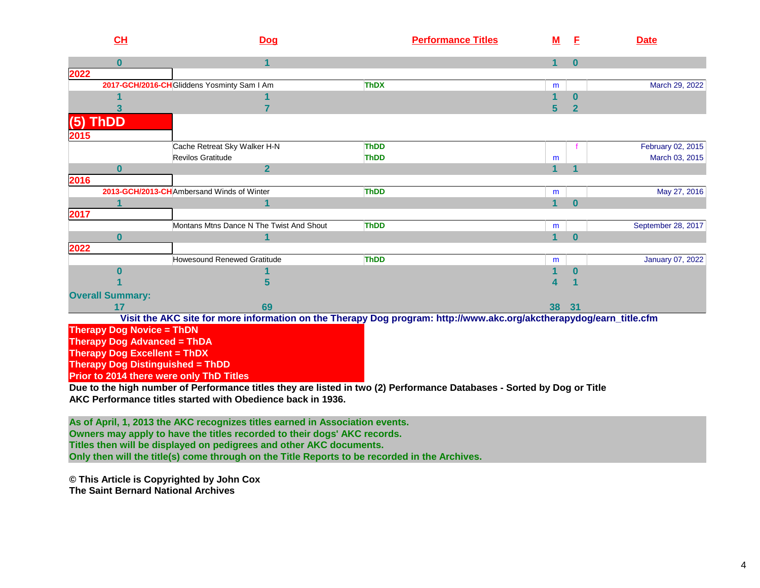| CH | Dog | Performance Titles | M | F | Date |
|---|---|---|---|---|---|
| 0 | 1 | | 1 | 0 | |
| **2022** | | | | | |
| 2017-GCH/2016-CH | Gliddens Yosminty Sam I Am | ThDX | m | | March 29, 2022 |
| 1 | 1 | | 1 | 0 | |
| 3 | 7 | | 5 | 2 | |
| **(5) ThDD** | | | | | |
| **2015** | | | | | |
| | Cache Retreat Sky Walker H-N | ThDD | | f | February 02, 2015 |
| | Revilos Gratitude | ThDD | m | | March 03, 2015 |
| 0 | 2 | | 1 | 1 | |
| **2016** | | | | | |
| 2013-GCH/2013-CH | Ambersand Winds of Winter | ThDD | m | | May 27, 2016 |
| 1 | 1 | | 1 | 0 | |
| **2017** | | | | | |
| | Montans Mtns Dance N The Twist And Shout | ThDD | m | | September 28, 2017 |
| 0 | 1 | | 1 | 0 | |
| **2022** | | | | | |
| | Howesound Renewed Gratitude | ThDD | m | | January 07, 2022 |
| 0 | 1 | | 1 | 0 | |
| 1 | 5 | | 4 | 1 | |
| **Overall Summary:** | | | | | |
| 17 | 69 | | 38 | 31 | |

**Visit the AKC site for more information on the Therapy Dog program: http://www.akc.org/akctherapydog/earn_title.cfm**

**Therapy Dog Novice = ThDN**
**Therapy Dog Advanced = ThDA**
**Therapy Dog Excellent = ThDX**
**Therapy Dog Distinguished = ThDD**
**Prior to 2014 there were only ThD Titles**

**Due to the high number of Performance titles they are listed in two (2) Performance Databases - Sorted by Dog or Title**
**AKC Performance titles started with Obedience back in 1936.**

**As of April, 1, 2013 the AKC recognizes titles earned in Association events.**
**Owners may apply to have the titles recorded to their dogs' AKC records.**
**Titles then will be displayed on pedigrees and other AKC documents.**
**Only then will the title(s) come through on the Title Reports to be recorded in the Archives.**

**© This Article is Copyrighted by John Cox**
**The Saint Bernard National Archives**